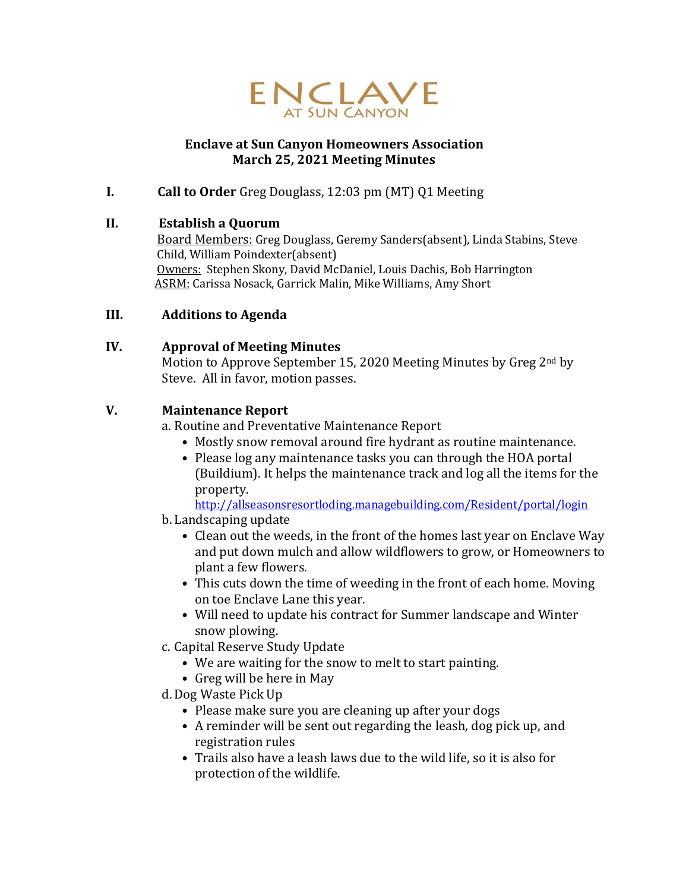# ENCLAVE
AT SUN CANYON

**Enclave at Sun Canyon Homeowners Association**
**March 25, 2021 Meeting Minutes**

**I. Call to Order** Greg Douglass, 12:03 pm (MT) Q1 Meeting

**II. Establish a Quorum**

Board Members: Greg Douglass, Geremy Sanders(absent), Linda Stabins, Steve Child, William Poindexter(absent)
Owners: Stephen Skony, David McDaniel, Louis Dachis, Bob Harrington
ASRM: Carissa Nosack, Garrick Malin, Mike Williams, Amy Short

**III. Additions to Agenda**

**IV. Approval of Meeting Minutes**

Motion to Approve September 15, 2020 Meeting Minutes by Greg 2nd by Steve. All in favor, motion passes.

**V. Maintenance Report**

a. Routine and Preventative Maintenance Report
- Mostly snow removal around fire hydrant as routine maintenance.
- Please log any maintenance tasks you can through the HOA portal (Buildium). It helps the maintenance track and log all the items for the property. http://allseasonsresortloding.managebuilding.com/Resident/portal/login

b. Landscaping update
- Clean out the weeds, in the front of the homes last year on Enclave Way and put down mulch and allow wildflowers to grow, or Homeowners to plant a few flowers.
- This cuts down the time of weeding in the front of each home. Moving on toe Enclave Lane this year.
- Will need to update his contract for Summer landscape and Winter snow plowing.

c. Capital Reserve Study Update
- We are waiting for the snow to melt to start painting.
- Greg will be here in May

d. Dog Waste Pick Up
- Please make sure you are cleaning up after your dogs
- A reminder will be sent out regarding the leash, dog pick up, and registration rules
- Trails also have a leash laws due to the wild life, so it is also for protection of the wildlife.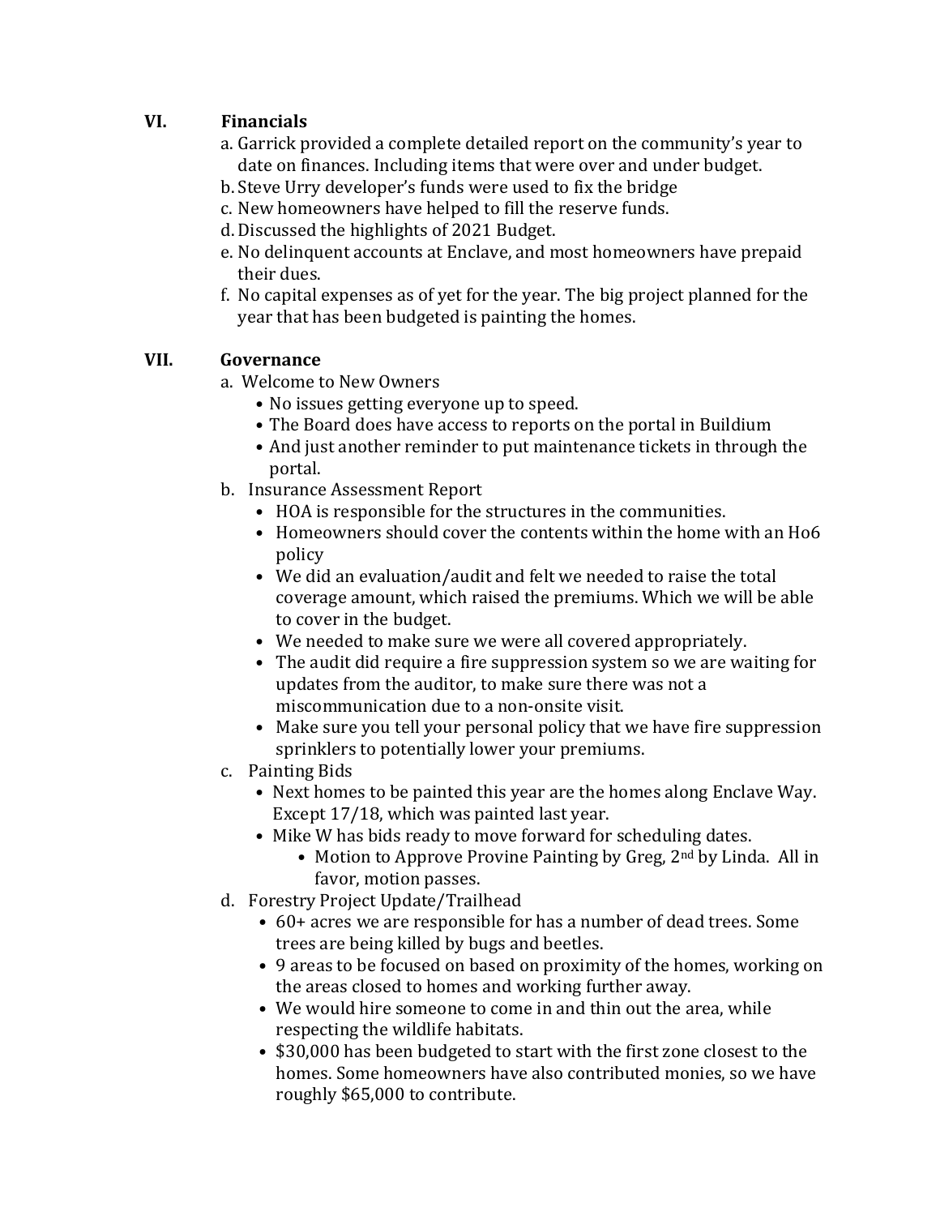## VI. Financials

a. Garrick provided a complete detailed report on the community's year to date on finances. Including items that were over and under budget.
b. Steve Urry developer's funds were used to fix the bridge
c. New homeowners have helped to fill the reserve funds.
d. Discussed the highlights of 2021 Budget.
e. No delinquent accounts at Enclave, and most homeowners have prepaid their dues.
f. No capital expenses as of yet for the year. The big project planned for the year that has been budgeted is painting the homes.

## VII. Governance

a. Welcome to New Owners
   - No issues getting everyone up to speed.
   - The Board does have access to reports on the portal in Buildium
   - And just another reminder to put maintenance tickets in through the portal.

b. Insurance Assessment Report
   - HOA is responsible for the structures in the communities.
   - Homeowners should cover the contents within the home with an Ho6 policy
   - We did an evaluation/audit and felt we needed to raise the total coverage amount, which raised the premiums. Which we will be able to cover in the budget.
   - We needed to make sure we were all covered appropriately.
   - The audit did require a fire suppression system so we are waiting for updates from the auditor, to make sure there was not a miscommunication due to a non-onsite visit.
   - Make sure you tell your personal policy that we have fire suppression sprinklers to potentially lower your premiums.

c. Painting Bids
   - Next homes to be painted this year are the homes along Enclave Way. Except 17/18, which was painted last year.
   - Mike W has bids ready to move forward for scheduling dates.
     - Motion to Approve Provine Painting by Greg, 2nd by Linda. All in favor, motion passes.

d. Forestry Project Update/Trailhead
   - 60+ acres we are responsible for has a number of dead trees. Some trees are being killed by bugs and beetles.
   - 9 areas to be focused on based on proximity of the homes, working on the areas closed to homes and working further away.
   - We would hire someone to come in and thin out the area, while respecting the wildlife habitats.
   - $30,000 has been budgeted to start with the first zone closest to the homes. Some homeowners have also contributed monies, so we have roughly $65,000 to contribute.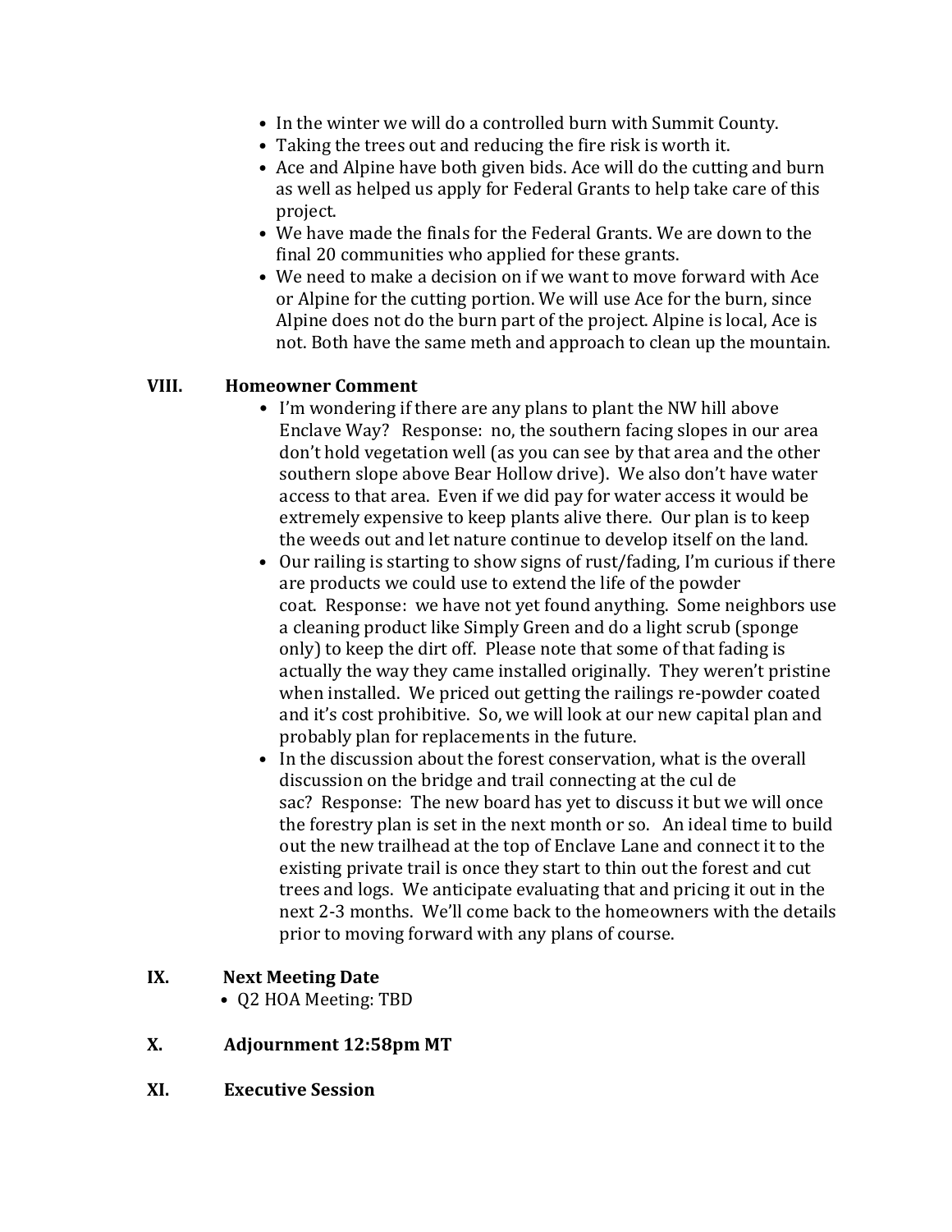- In the winter we will do a controlled burn with Summit County.
- Taking the trees out and reducing the fire risk is worth it.
- Ace and Alpine have both given bids. Ace will do the cutting and burn as well as helped us apply for Federal Grants to help take care of this project.
- We have made the finals for the Federal Grants. We are down to the final 20 communities who applied for these grants.
- We need to make a decision on if we want to move forward with Ace or Alpine for the cutting portion. We will use Ace for the burn, since Alpine does not do the burn part of the project. Alpine is local, Ace is not. Both have the same meth and approach to clean up the mountain.

## VIII. Homeowner Comment

- I'm wondering if there are any plans to plant the NW hill above Enclave Way? Response: no, the southern facing slopes in our area don't hold vegetation well (as you can see by that area and the other southern slope above Bear Hollow drive). We also don't have water access to that area. Even if we did pay for water access it would be extremely expensive to keep plants alive there. Our plan is to keep the weeds out and let nature continue to develop itself on the land.
- Our railing is starting to show signs of rust/fading, I'm curious if there are products we could use to extend the life of the powder coat. Response: we have not yet found anything. Some neighbors use a cleaning product like Simply Green and do a light scrub (sponge only) to keep the dirt off. Please note that some of that fading is actually the way they came installed originally. They weren't pristine when installed. We priced out getting the railings re-powder coated and it's cost prohibitive. So, we will look at our new capital plan and probably plan for replacements in the future.
- In the discussion about the forest conservation, what is the overall discussion on the bridge and trail connecting at the cul de sac? Response: The new board has yet to discuss it but we will once the forestry plan is set in the next month or so. An ideal time to build out the new trailhead at the top of Enclave Lane and connect it to the existing private trail is once they start to thin out the forest and cut trees and logs. We anticipate evaluating that and pricing it out in the next 2-3 months. We'll come back to the homeowners with the details prior to moving forward with any plans of course.

## IX. Next Meeting Date

- Q2 HOA Meeting: TBD

## X. Adjournment 12:58pm MT

## XI. Executive Session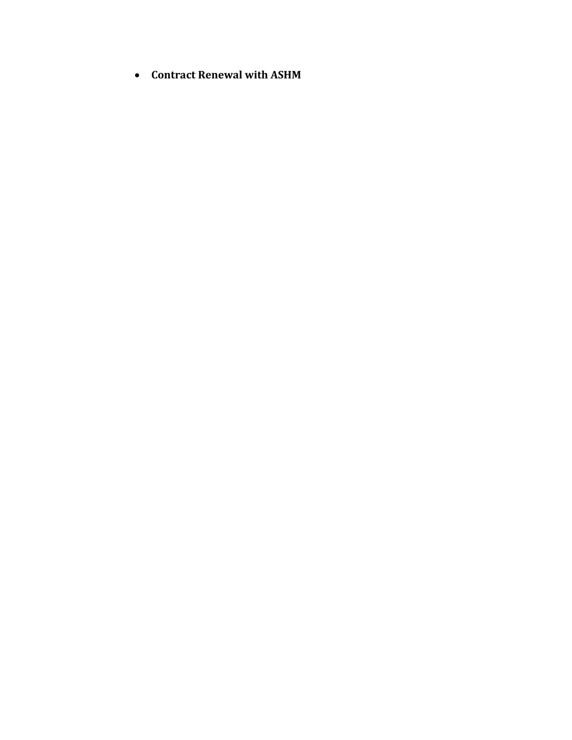- **Contract Renewal with ASHM**